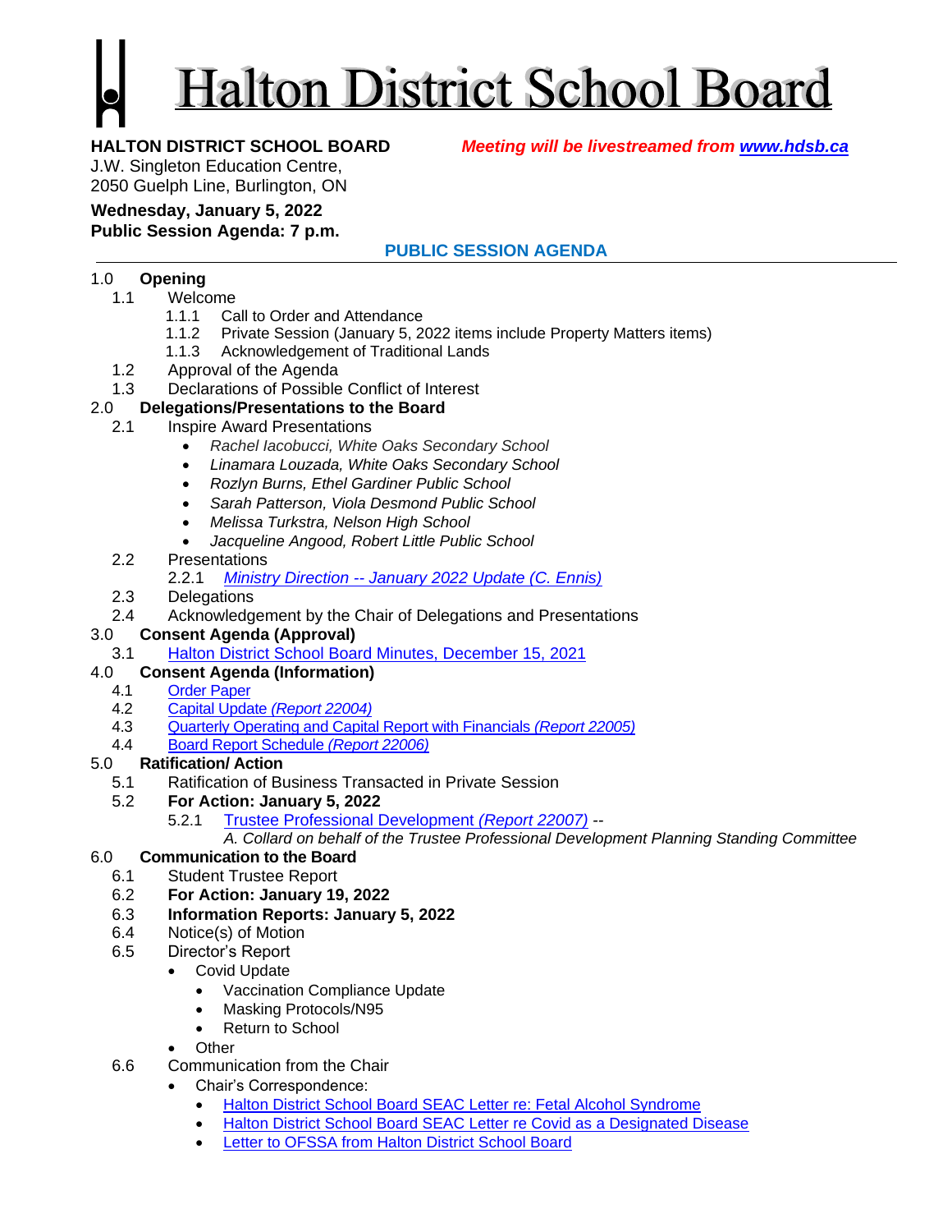# Halton District School Board

**HALTON DISTRICT SCHOOL BOARD** *Meeting will be livestreamed from www.hdsb.ca*

J.W. Singleton Education Centre,
2050 Guelph Line, Burlington, ON

**Wednesday, January 5, 2022**
**Public Session Agenda: 7 p.m.**

## PUBLIC SESSION AGENDA

1.0 **Opening**
- 1.1 Welcome
  - 1.1.1 Call to Order and Attendance
  - 1.1.2 Private Session (January 5, 2022 items include Property Matters items)
  - 1.1.3 Acknowledgement of Traditional Lands
- 1.2 Approval of the Agenda
- 1.3 Declarations of Possible Conflict of Interest

2.0 **Delegations/Presentations to the Board**
- 2.1 Inspire Award Presentations
  - *Rachel Iacobucci, White Oaks Secondary School*
  - *Linamara Louzada, White Oaks Secondary School*
  - *Rozlyn Burns, Ethel Gardiner Public School*
  - *Sarah Patterson, Viola Desmond Public School*
  - *Melissa Turkstra, Nelson High School*
  - *Jacqueline Angood, Robert Little Public School*
- 2.2 Presentations
  - 2.2.1 *Ministry Direction -- January 2022 Update (C. Ennis)*
- 2.3 Delegations
- 2.4 Acknowledgement by the Chair of Delegations and Presentations

3.0 **Consent Agenda (Approval)**
- 3.1 Halton District School Board Minutes, December 15, 2021

4.0 **Consent Agenda (Information)**
- 4.1 Order Paper
- 4.2 Capital Update *(Report 22004)*
- 4.3 Quarterly Operating and Capital Report with Financials *(Report 22005)*
- 4.4 Board Report Schedule *(Report 22006)*

5.0 **Ratification/ Action**
- 5.1 Ratification of Business Transacted in Private Session
- 5.2 **For Action: January 5, 2022**
  - 5.2.1 Trustee Professional Development *(Report 22007)* -- *A. Collard on behalf of the Trustee Professional Development Planning Standing Committee*

6.0 **Communication to the Board**
- 6.1 Student Trustee Report
- 6.2 **For Action: January 19, 2022**
- 6.3 **Information Reports: January 5, 2022**
- 6.4 Notice(s) of Motion
- 6.5 Director's Report
  - Covid Update
    - Vaccination Compliance Update
    - Masking Protocols/N95
    - Return to School
  - Other
- 6.6 Communication from the Chair
  - Chair's Correspondence:
    - Halton District School Board SEAC Letter re: Fetal Alcohol Syndrome
    - Halton District School Board SEAC Letter re Covid as a Designated Disease
    - Letter to OFSSA from Halton District School Board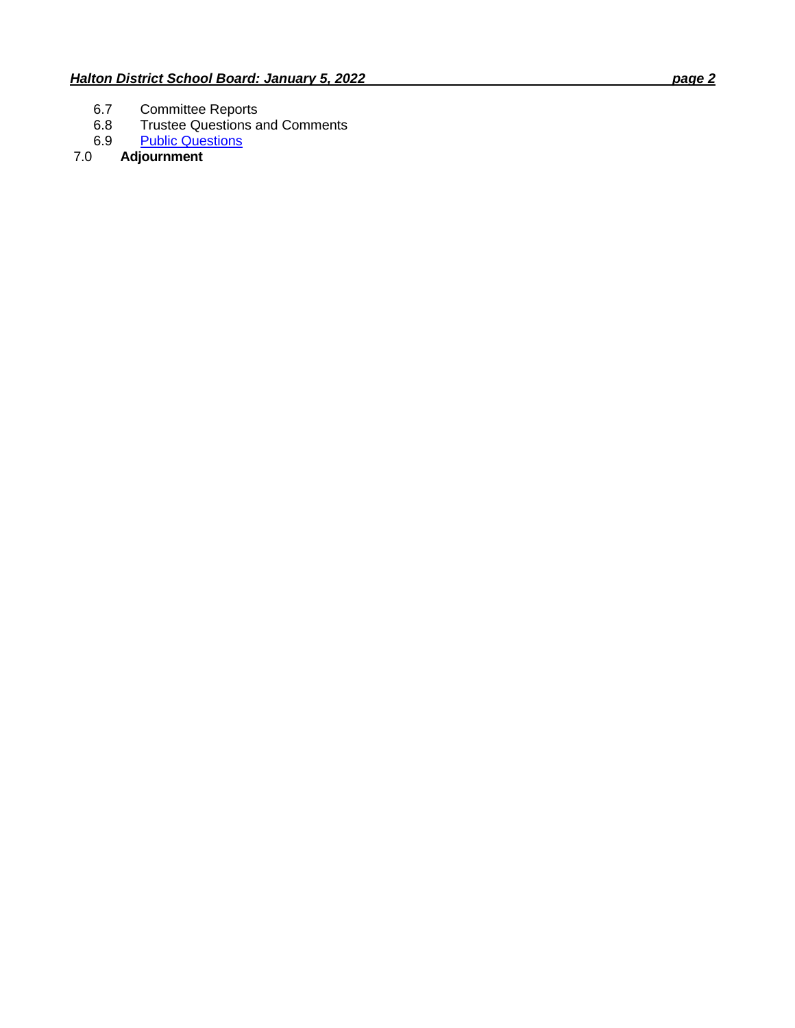6.7 Committee Reports
6.8 Trustee Questions and Comments
6.9 Public Questions

**7.0 Adjournment**